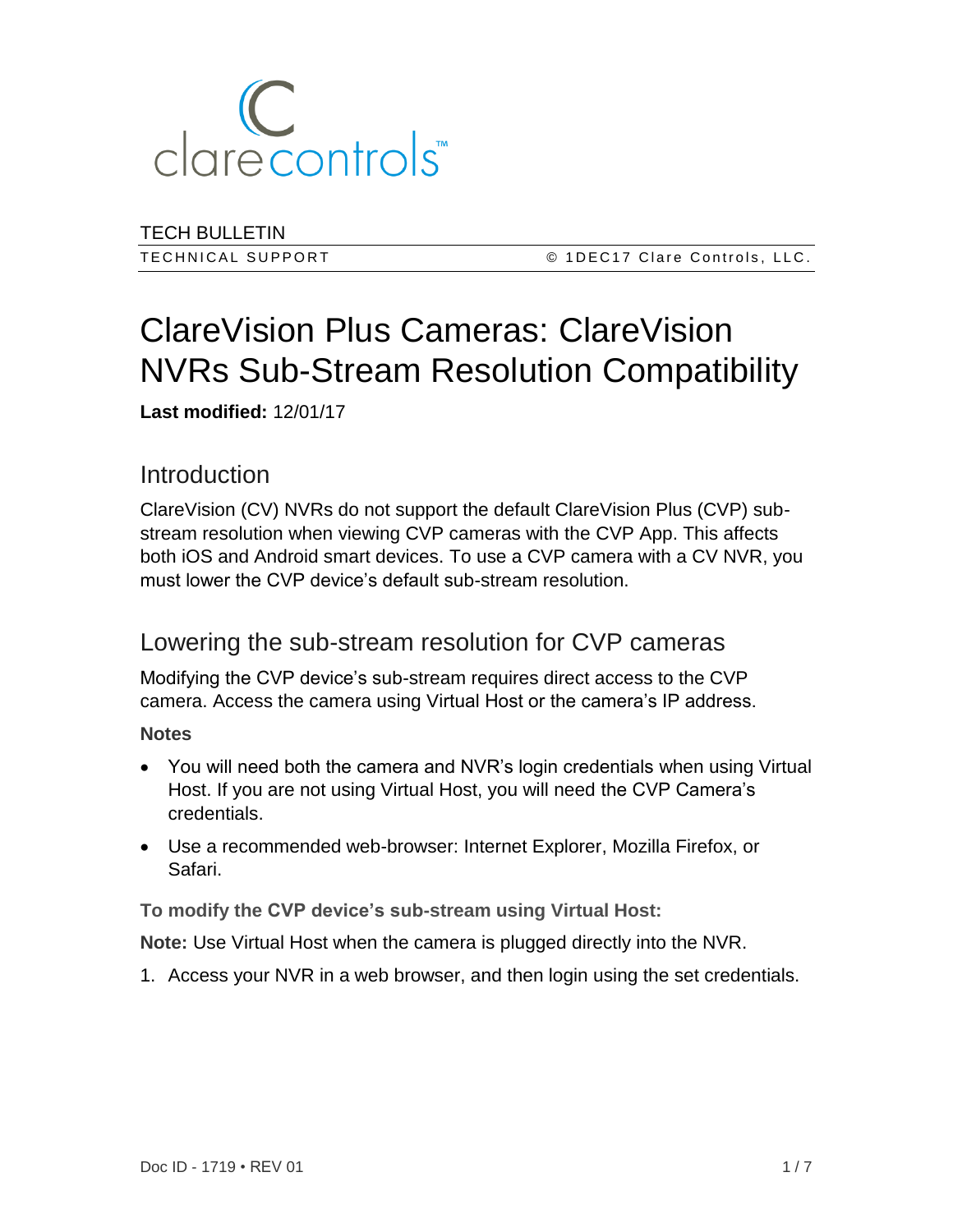TECH BULLETIN

TECHNICAL SUPPORT © 1DEC17 Clare Controls, LLC.

# ClareVision Plus Cameras: ClareVision NVRs Sub-Stream Resolution Compatibility

**Last modified:** 12/01/17

## Introduction

ClareVision (CV) NVRs do not support the default ClareVision Plus (CVP) sub-stream resolution when viewing CVP cameras with the CVP App. This affects both iOS and Android smart devices. To use a CVP camera with a CV NVR, you must lower the CVP device's default sub-stream resolution.

## Lowering the sub-stream resolution for CVP cameras

Modifying the CVP device's sub-stream requires direct access to the CVP camera. Access the camera using Virtual Host or the camera's IP address.

**Notes**

- You will need both the camera and NVR's login credentials when using Virtual Host. If you are not using Virtual Host, you will need the CVP Camera's credentials.
- Use a recommended web-browser: Internet Explorer, Mozilla Firefox, or Safari.

**To modify the CVP device's sub-stream using Virtual Host:**

**Note:** Use Virtual Host when the camera is plugged directly into the NVR.

1. Access your NVR in a web browser, and then login using the set credentials.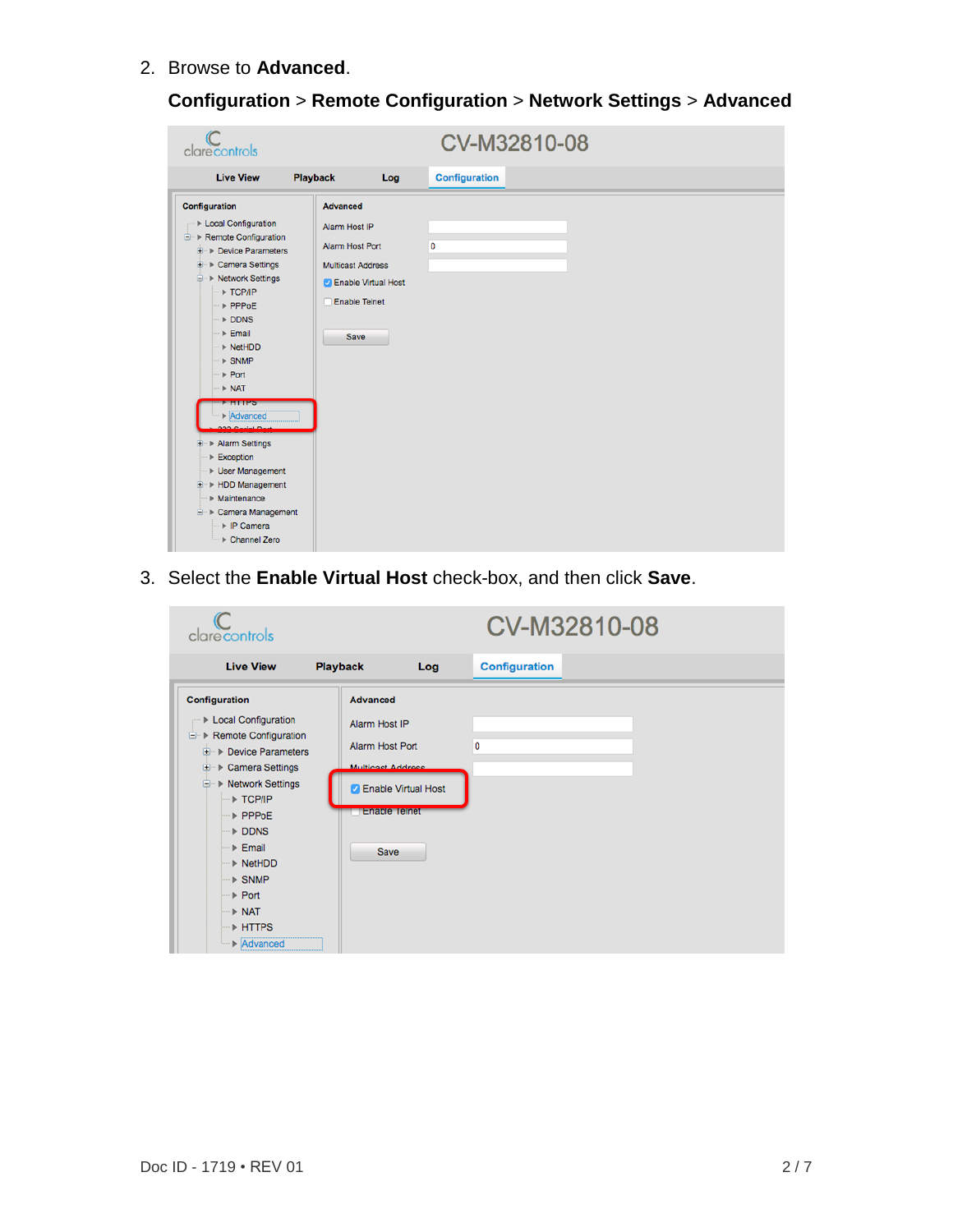2. Browse to **Advanced**.

   **Configuration** > **Remote Configuration** > **Network Settings** > **Advanced**

3. Select the **Enable Virtual Host** check-box, and then click **Save**.

Doc ID - 1719 • REV 01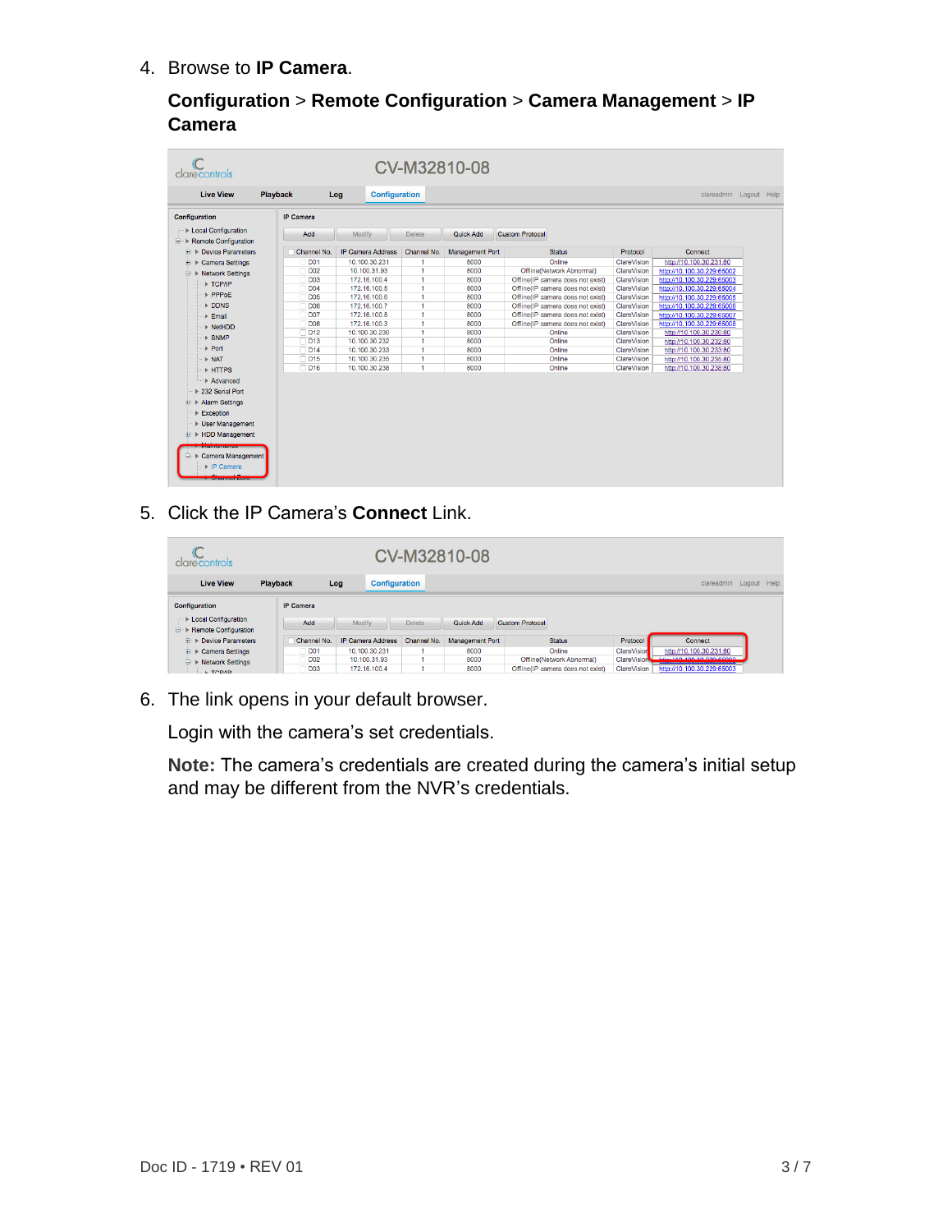4. Browse to **IP Camera**.

   **Configuration** > **Remote Configuration** > **Camera Management** > **IP Camera**

5. Click the IP Camera's **Connect** Link.

6. The link opens in your default browser.

   Login with the camera's set credentials.

   **Note:** The camera's credentials are created during the camera's initial setup and may be different from the NVR's credentials.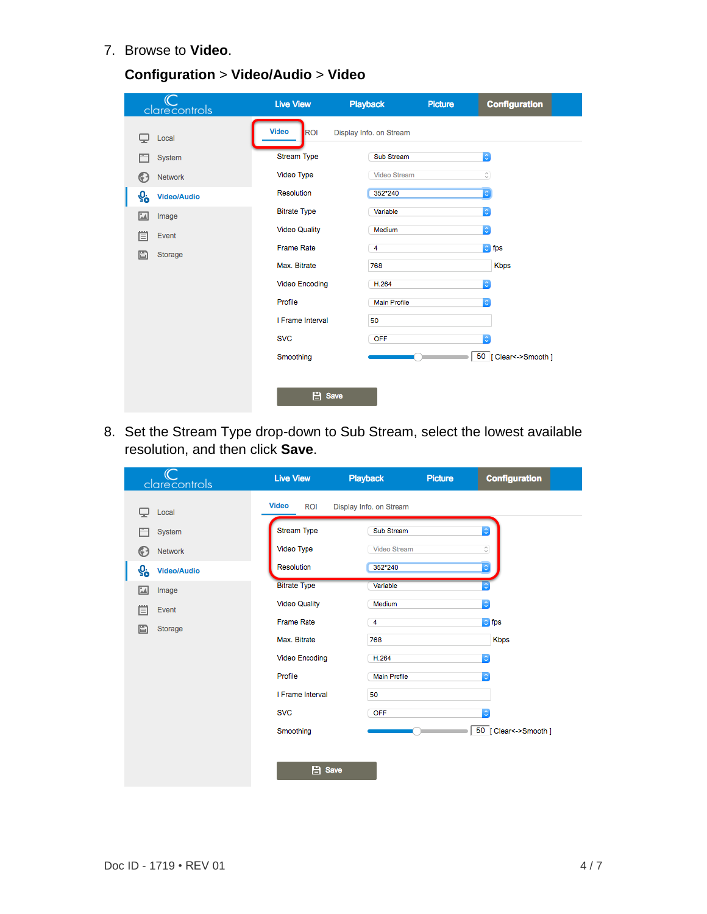7. Browse to **Video**.

   **Configuration** > **Video/Audio** > **Video**

8. Set the Stream Type drop-down to Sub Stream, select the lowest available resolution, and then click **Save**.

Doc ID - 1719 • REV 01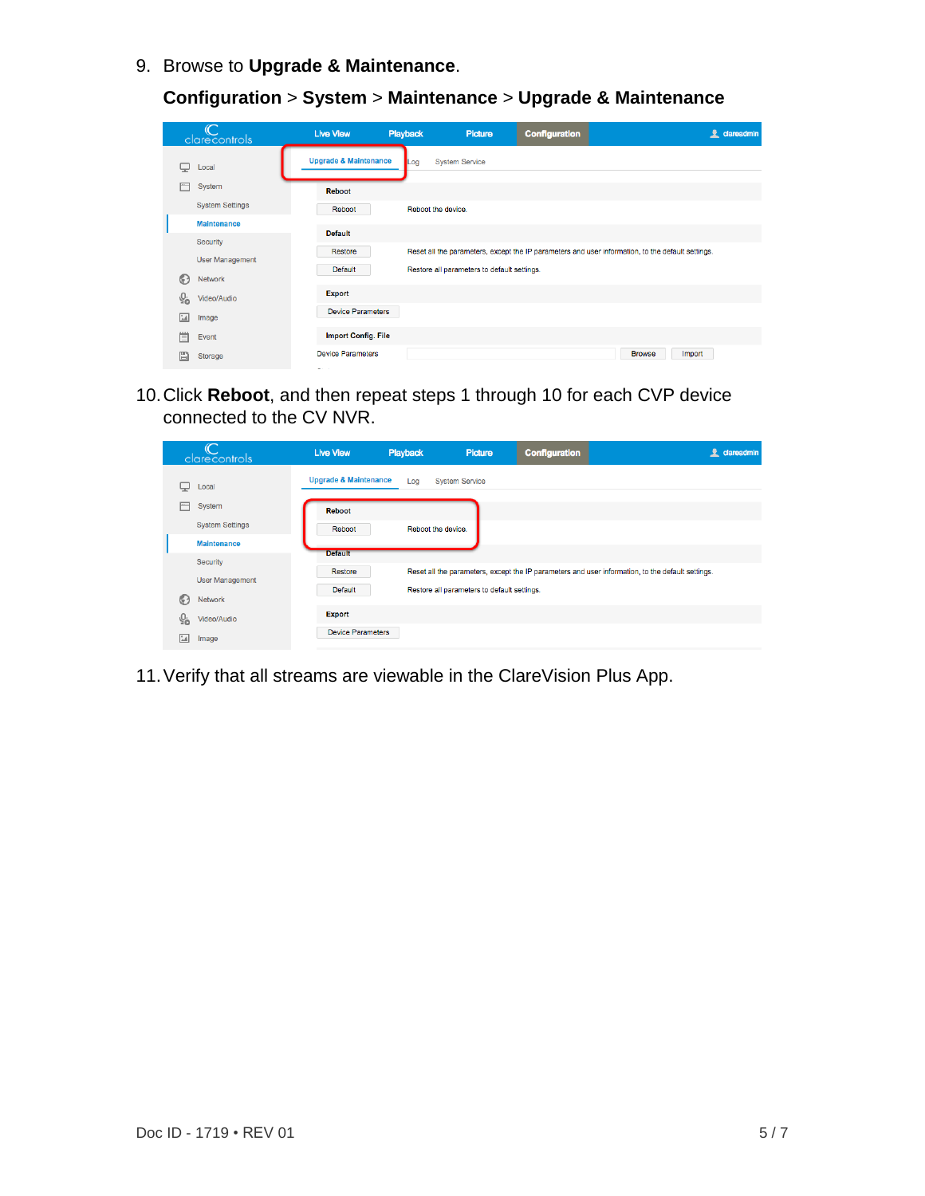9. Browse to **Upgrade & Maintenance**.

   **Configuration** > **System** > **Maintenance** > **Upgrade & Maintenance**

10. Click **Reboot**, and then repeat steps 1 through 10 for each CVP device connected to the CV NVR.

11. Verify that all streams are viewable in the ClareVision Plus App.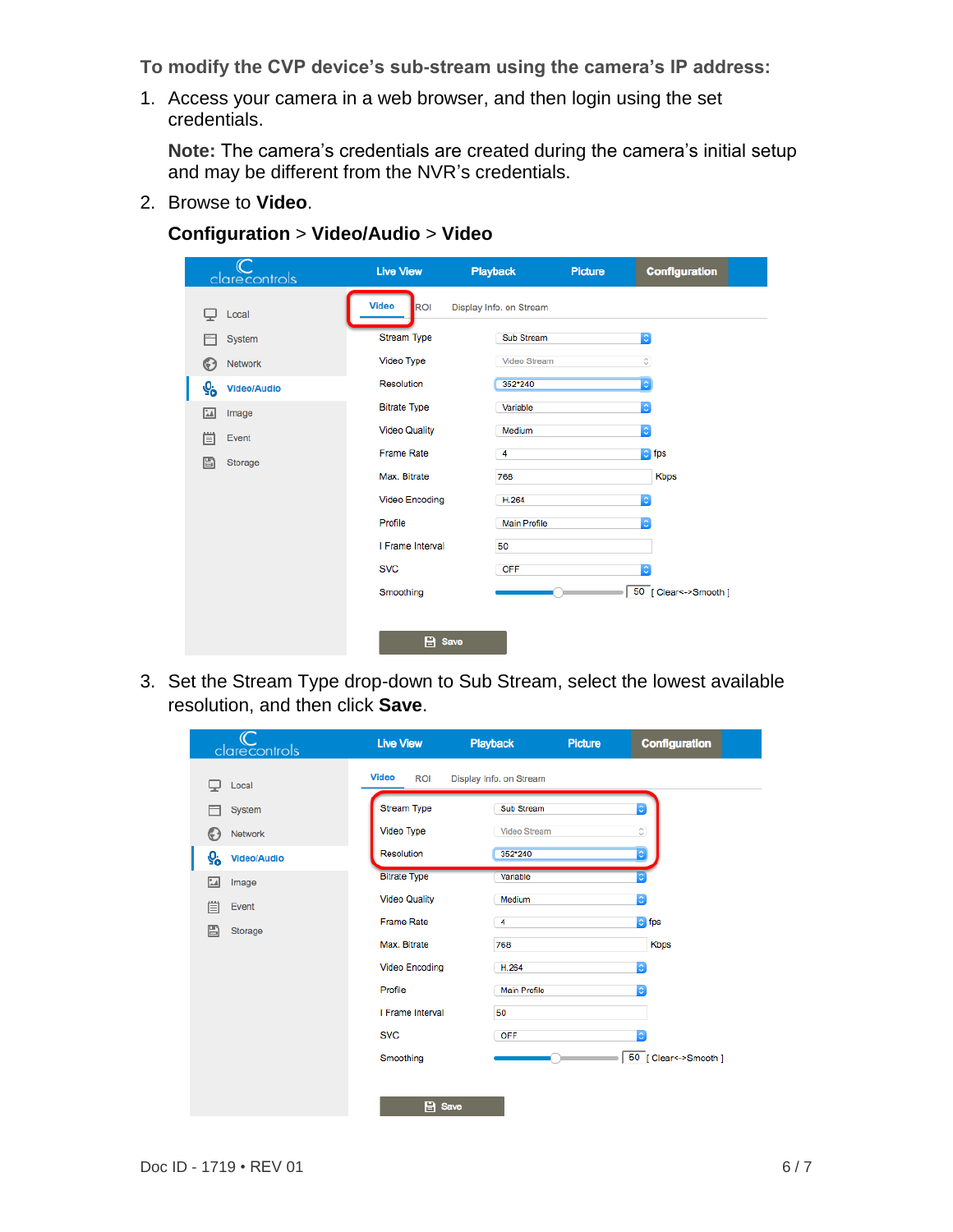**To modify the CVP device's sub-stream using the camera's IP address:**

1. Access your camera in a web browser, and then login using the set credentials.

   **Note:** The camera's credentials are created during the camera's initial setup and may be different from the NVR's credentials.

2. Browse to **Video**.

   **Configuration** > **Video/Audio** > **Video**

3. Set the Stream Type drop-down to Sub Stream, select the lowest available resolution, and then click **Save**.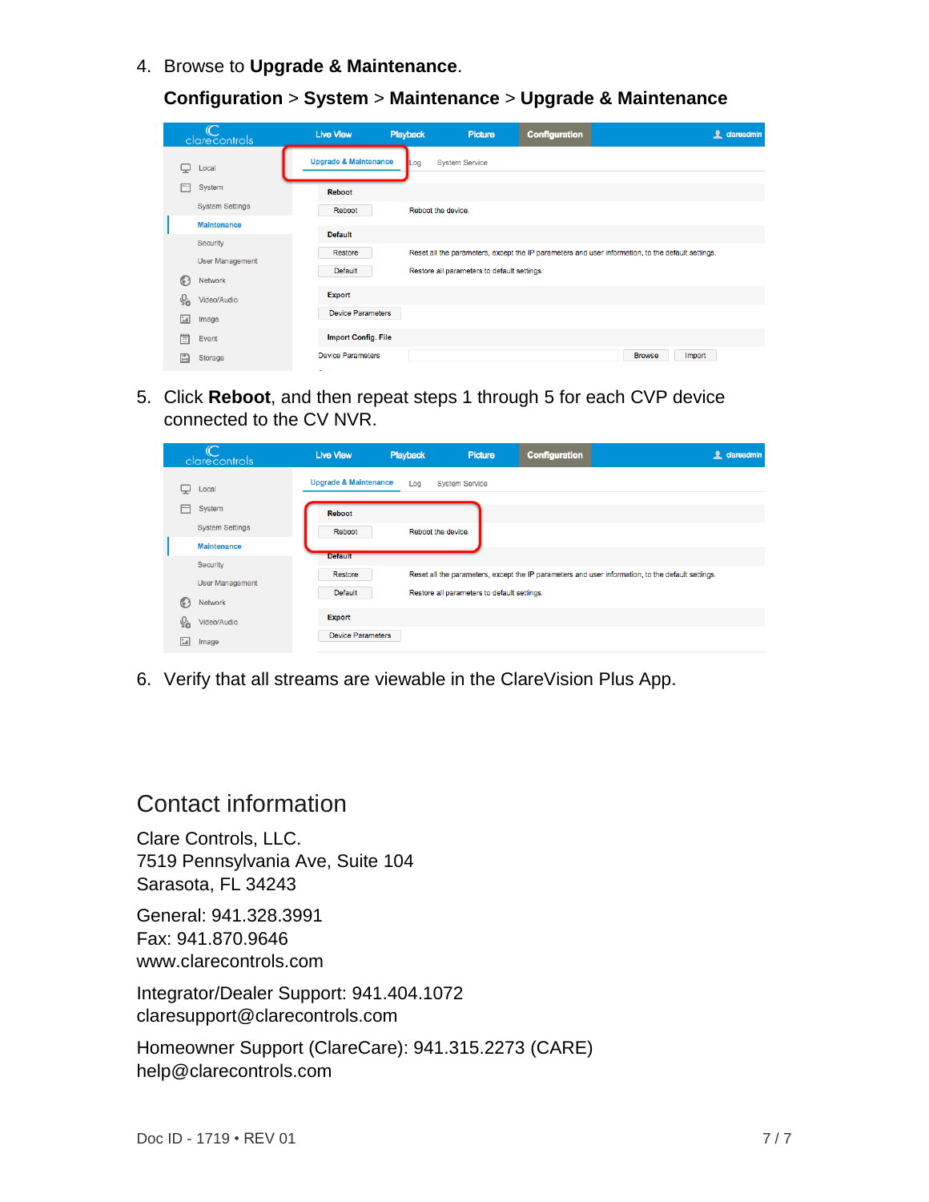4. Browse to **Upgrade & Maintenance**.

   **Configuration** > **System** > **Maintenance** > **Upgrade & Maintenance**

5. Click **Reboot**, and then repeat steps 1 through 5 for each CVP device connected to the CV NVR.

6. Verify that all streams are viewable in the ClareVision Plus App.

## Contact information

Clare Controls, LLC.
7519 Pennsylvania Ave, Suite 104
Sarasota, FL 34243

General: 941.328.3991
Fax: 941.870.9646
www.clarecontrols.com

Integrator/Dealer Support: 941.404.1072
claresupport@clarecontrols.com

Homeowner Support (ClareCare): 941.315.2273 (CARE)
help@clarecontrols.com

Doc ID - 1719 • REV 01